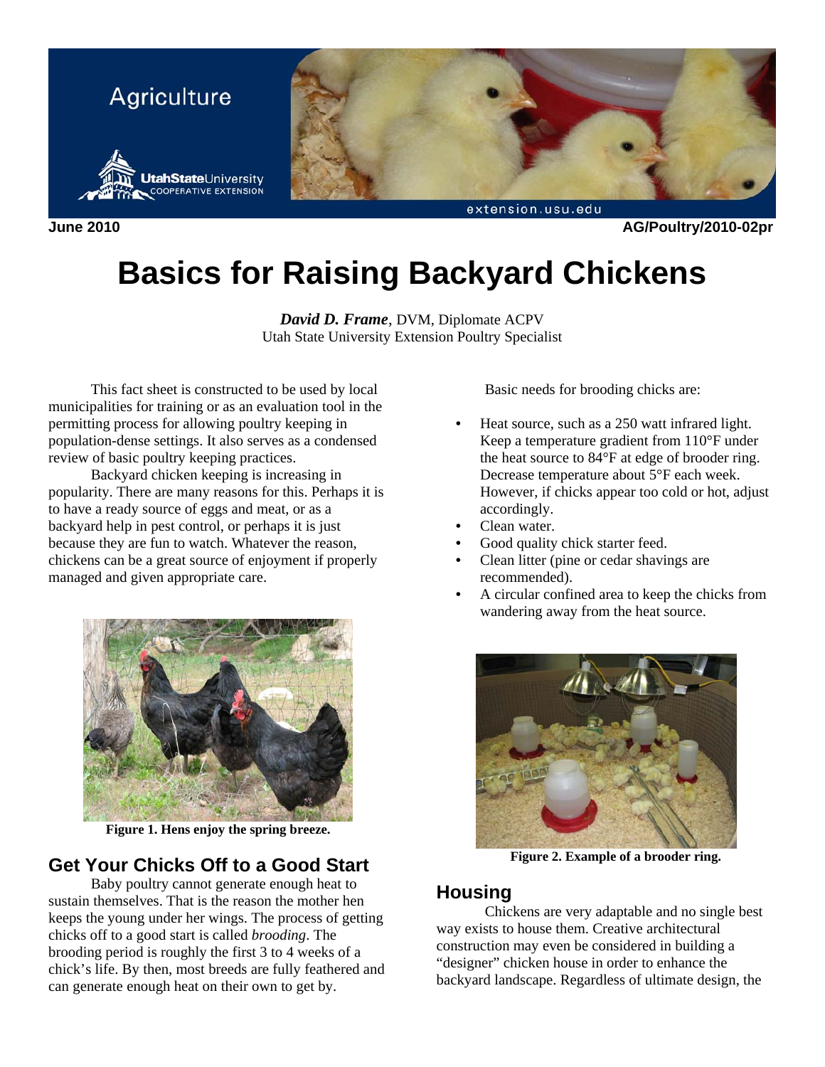Agriculture

Utah State University COOPERATIVE EXTENSION

extension.usu.edu

June 2010 AG/Poultry/2010-02pr

# Basics for Raising Backyard Chickens

***David D. Frame***, DVM, Diplomate ACPV
Utah State University Extension Poultry Specialist

This fact sheet is constructed to be used by local municipalities for training or as an evaluation tool in the permitting process for allowing poultry keeping in population-dense settings. It also serves as a condensed review of basic poultry keeping practices.

Backyard chicken keeping is increasing in popularity. There are many reasons for this. Perhaps it is to have a ready source of eggs and meat, or as a backyard help in pest control, or perhaps it is just because they are fun to watch. Whatever the reason, chickens can be a great source of enjoyment if properly managed and given appropriate care.

**Figure 1. Hens enjoy the spring breeze.**

## Get Your Chicks Off to a Good Start

Baby poultry cannot generate enough heat to sustain themselves. That is the reason the mother hen keeps the young under her wings. The process of getting chicks off to a good start is called *brooding*. The brooding period is roughly the first 3 to 4 weeks of a chick's life. By then, most breeds are fully feathered and can generate enough heat on their own to get by.

Basic needs for brooding chicks are:

- Heat source, such as a 250 watt infrared light. Keep a temperature gradient from 110°F under the heat source to 84°F at edge of brooder ring. Decrease temperature about 5°F each week. However, if chicks appear too cold or hot, adjust accordingly.
- Clean water.
- Good quality chick starter feed.
- Clean litter (pine or cedar shavings are recommended).
- A circular confined area to keep the chicks from wandering away from the heat source.

**Figure 2. Example of a brooder ring.**

## Housing

Chickens are very adaptable and no single best way exists to house them. Creative architectural construction may even be considered in building a "designer" chicken house in order to enhance the backyard landscape. Regardless of ultimate design, the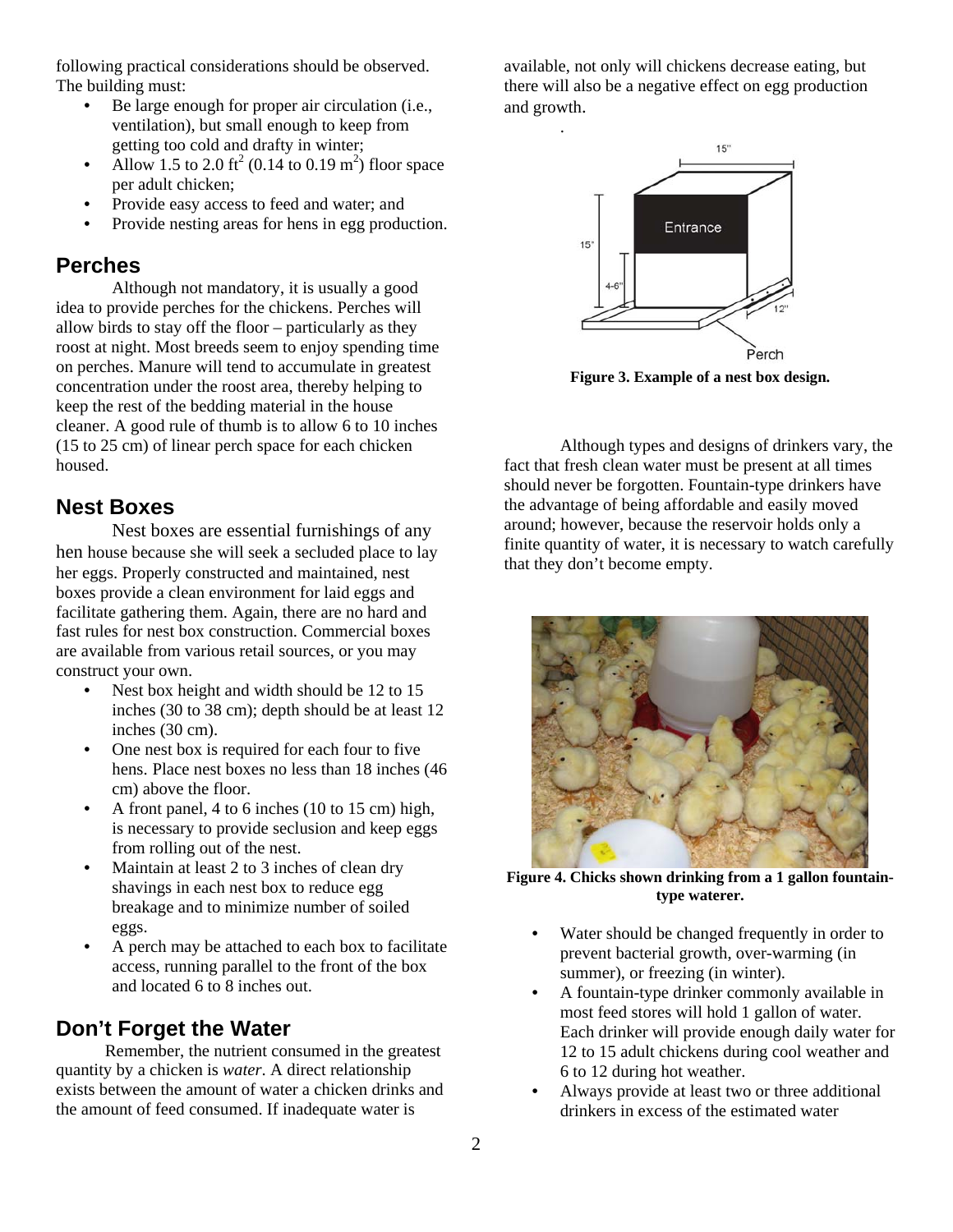following practical considerations should be observed. The building must:

- Be large enough for proper air circulation (i.e., ventilation), but small enough to keep from getting too cold and drafty in winter;
- Allow 1.5 to 2.0 $ft^2$ (0.14 to 0.19 $m^2$) floor space per adult chicken;
- Provide easy access to feed and water; and
- Provide nesting areas for hens in egg production.

## Perches

Although not mandatory, it is usually a good idea to provide perches for the chickens. Perches will allow birds to stay off the floor – particularly as they roost at night. Most breeds seem to enjoy spending time on perches. Manure will tend to accumulate in greatest concentration under the roost area, thereby helping to keep the rest of the bedding material in the house cleaner. A good rule of thumb is to allow 6 to 10 inches (15 to 25 cm) of linear perch space for each chicken housed.

## Nest Boxes

Nest boxes are essential furnishings of any hen house because she will seek a secluded place to lay her eggs. Properly constructed and maintained, nest boxes provide a clean environment for laid eggs and facilitate gathering them. Again, there are no hard and fast rules for nest box construction. Commercial boxes are available from various retail sources, or you may construct your own.

- Nest box height and width should be 12 to 15 inches (30 to 38 cm); depth should be at least 12 inches (30 cm).
- One nest box is required for each four to five hens. Place nest boxes no less than 18 inches (46 cm) above the floor.
- A front panel, 4 to 6 inches (10 to 15 cm) high, is necessary to provide seclusion and keep eggs from rolling out of the nest.
- Maintain at least 2 to 3 inches of clean dry shavings in each nest box to reduce egg breakage and to minimize number of soiled eggs.
- A perch may be attached to each box to facilitate access, running parallel to the front of the box and located 6 to 8 inches out.

## Don't Forget the Water

Remember, the nutrient consumed in the greatest quantity by a chicken is *water*. A direct relationship exists between the amount of water a chicken drinks and the amount of feed consumed. If inadequate water is available, not only will chickens decrease eating, but there will also be a negative effect on egg production and growth.

**Figure 3. Example of a nest box design.**

Although types and designs of drinkers vary, the fact that fresh clean water must be present at all times should never be forgotten. Fountain-type drinkers have the advantage of being affordable and easily moved around; however, because the reservoir holds only a finite quantity of water, it is necessary to watch carefully that they don't become empty.

**Figure 4. Chicks shown drinking from a 1 gallon fountain-type waterer.**

- Water should be changed frequently in order to prevent bacterial growth, over-warming (in summer), or freezing (in winter).
- A fountain-type drinker commonly available in most feed stores will hold 1 gallon of water. Each drinker will provide enough daily water for 12 to 15 adult chickens during cool weather and 6 to 12 during hot weather.
- Always provide at least two or three additional drinkers in excess of the estimated water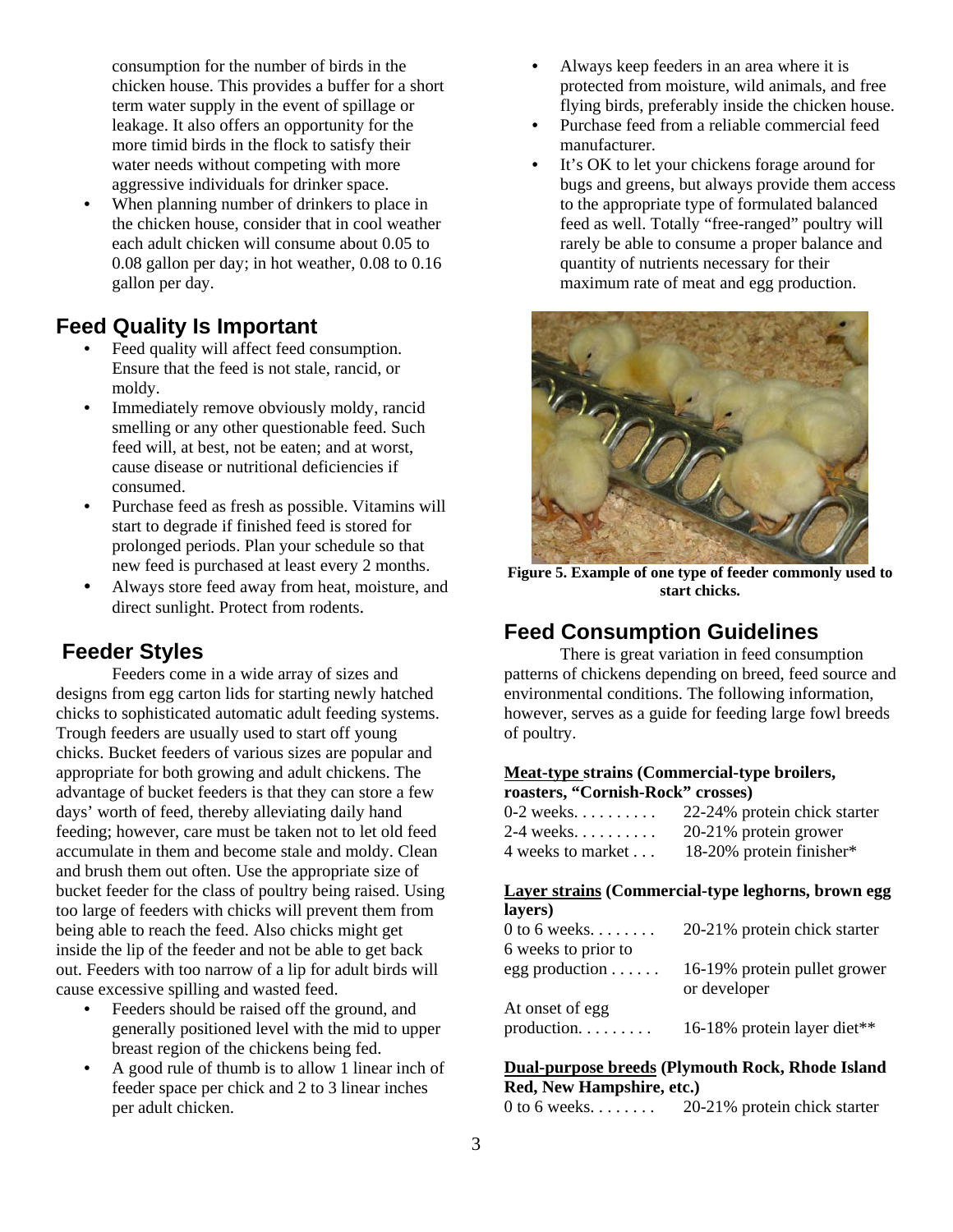consumption for the number of birds in the chicken house. This provides a buffer for a short term water supply in the event of spillage or leakage. It also offers an opportunity for the more timid birds in the flock to satisfy their water needs without competing with more aggressive individuals for drinker space.

- When planning number of drinkers to place in the chicken house, consider that in cool weather each adult chicken will consume about 0.05 to 0.08 gallon per day; in hot weather, 0.08 to 0.16 gallon per day.

## Feed Quality Is Important

- Feed quality will affect feed consumption. Ensure that the feed is not stale, rancid, or moldy.
- Immediately remove obviously moldy, rancid smelling or any other questionable feed. Such feed will, at best, not be eaten; and at worst, cause disease or nutritional deficiencies if consumed.
- Purchase feed as fresh as possible. Vitamins will start to degrade if finished feed is stored for prolonged periods. Plan your schedule so that new feed is purchased at least every 2 months.
- Always store feed away from heat, moisture, and direct sunlight. Protect from rodents.

## Feeder Styles

Feeders come in a wide array of sizes and designs from egg carton lids for starting newly hatched chicks to sophisticated automatic adult feeding systems. Trough feeders are usually used to start off young chicks. Bucket feeders of various sizes are popular and appropriate for both growing and adult chickens. The advantage of bucket feeders is that they can store a few days' worth of feed, thereby alleviating daily hand feeding; however, care must be taken not to let old feed accumulate in them and become stale and moldy. Clean and brush them out often. Use the appropriate size of bucket feeder for the class of poultry being raised. Using too large of feeders with chicks will prevent them from being able to reach the feed. Also chicks might get inside the lip of the feeder and not be able to get back out. Feeders with too narrow of a lip for adult birds will cause excessive spilling and wasted feed.

- Feeders should be raised off the ground, and generally positioned level with the mid to upper breast region of the chickens being fed.
- A good rule of thumb is to allow 1 linear inch of feeder space per chick and 2 to 3 linear inches per adult chicken.
- Always keep feeders in an area where it is protected from moisture, wild animals, and free flying birds, preferably inside the chicken house.
- Purchase feed from a reliable commercial feed manufacturer.
- It's OK to let your chickens forage around for bugs and greens, but always provide them access to the appropriate type of formulated balanced feed as well. Totally "free-ranged" poultry will rarely be able to consume a proper balance and quantity of nutrients necessary for their maximum rate of meat and egg production.

**Figure 5. Example of one type of feeder commonly used to start chicks.**

## Feed Consumption Guidelines

There is great variation in feed consumption patterns of chickens depending on breed, feed source and environmental conditions. The following information, however, serves as a guide for feeding large fowl breeds of poultry.

**Meat-type strains (Commercial-type broilers, roasters, "Cornish-Rock" crosses)**

| | |
|---|---|
| 0-2 weeks. . . . . . . . . | 22-24% protein chick starter |
| 2-4 weeks. . . . . . . . . | 20-21% protein grower |
| 4 weeks to market . . . | 18-20% protein finisher* |

**Layer strains (Commercial-type leghorns, brown egg layers)**

| | |
|---|---|
| 0 to 6 weeks. . . . . . . . | 20-21% protein chick starter |
| 6 weeks to prior to egg production . . . . . . | 16-19% protein pullet grower or developer |
| At onset of egg production. . . . . . . . | 16-18% protein layer diet** |

**Dual-purpose breeds (Plymouth Rock, Rhode Island Red, New Hampshire, etc.)**

| | |
|---|---|
| 0 to 6 weeks. . . . . . . . | 20-21% protein chick starter |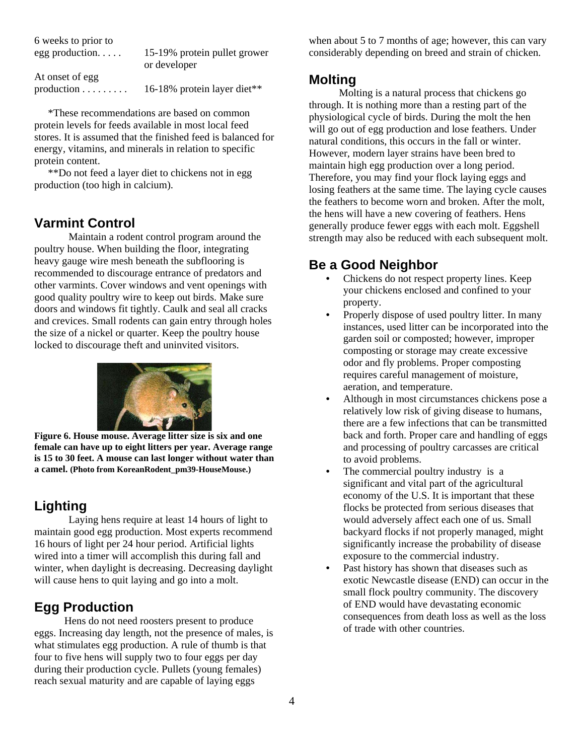| | |
|---|---|
| 6 weeks to prior to egg production. . . . . | 15-19% protein pullet grower or developer |
| At onset of egg production . . . . . . . . . | 16-18% protein layer diet** |

*These recommendations are based on common protein levels for feeds available in most local feed stores. It is assumed that the finished feed is balanced for energy, vitamins, and minerals in relation to specific protein content.

**Do not feed a layer diet to chickens not in egg production (too high in calcium).

## Varmint Control

Maintain a rodent control program around the poultry house. When building the floor, integrating heavy gauge wire mesh beneath the subflooring is recommended to discourage entrance of predators and other varmints. Cover windows and vent openings with good quality poultry wire to keep out birds. Make sure doors and windows fit tightly. Caulk and seal all cracks and crevices. Small rodents can gain entry through holes the size of a nickel or quarter. Keep the poultry house locked to discourage theft and uninvited visitors.

**Figure 6. House mouse. Average litter size is six and one female can have up to eight litters per year. Average range is 15 to 30 feet. A mouse can last longer without water than a camel.** (Photo from KoreanRodent_pm39-HouseMouse.)

## Lighting

Laying hens require at least 14 hours of light to maintain good egg production. Most experts recommend 16 hours of light per 24 hour period. Artificial lights wired into a timer will accomplish this during fall and winter, when daylight is decreasing. Decreasing daylight will cause hens to quit laying and go into a molt.

## Egg Production

Hens do not need roosters present to produce eggs. Increasing day length, not the presence of males, is what stimulates egg production. A rule of thumb is that four to five hens will supply two to four eggs per day during their production cycle. Pullets (young females) reach sexual maturity and are capable of laying eggs when about 5 to 7 months of age; however, this can vary considerably depending on breed and strain of chicken.

## Molting

Molting is a natural process that chickens go through. It is nothing more than a resting part of the physiological cycle of birds. During the molt the hen will go out of egg production and lose feathers. Under natural conditions, this occurs in the fall or winter. However, modern layer strains have been bred to maintain high egg production over a long period. Therefore, you may find your flock laying eggs and losing feathers at the same time. The laying cycle causes the feathers to become worn and broken. After the molt, the hens will have a new covering of feathers. Hens generally produce fewer eggs with each molt. Eggshell strength may also be reduced with each subsequent molt.

## Be a Good Neighbor

- Chickens do not respect property lines. Keep your chickens enclosed and confined to your property.
- Properly dispose of used poultry litter. In many instances, used litter can be incorporated into the garden soil or composted; however, improper composting or storage may create excessive odor and fly problems. Proper composting requires careful management of moisture, aeration, and temperature.
- Although in most circumstances chickens pose a relatively low risk of giving disease to humans, there are a few infections that can be transmitted back and forth. Proper care and handling of eggs and processing of poultry carcasses are critical to avoid problems.
- The commercial poultry industry is a significant and vital part of the agricultural economy of the U.S. It is important that these flocks be protected from serious diseases that would adversely affect each one of us. Small backyard flocks if not properly managed, might significantly increase the probability of disease exposure to the commercial industry.
- Past history has shown that diseases such as exotic Newcastle disease (END) can occur in the small flock poultry community. The discovery of END would have devastating economic consequences from death loss as well as the loss of trade with other countries.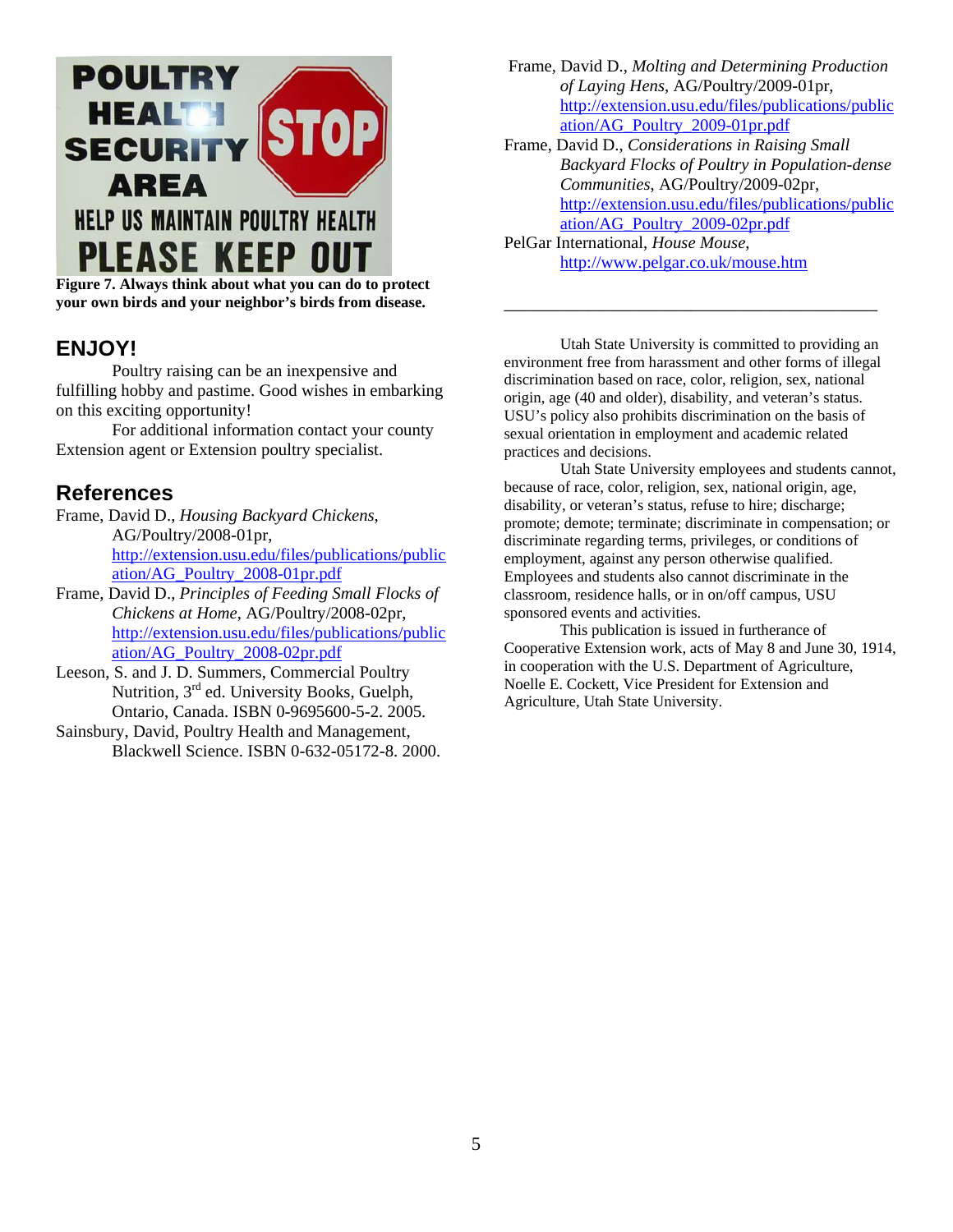**Figure 7. Always think about what you can do to protect your own birds and your neighbor's birds from disease.**

## ENJOY!

Poultry raising can be an inexpensive and fulfilling hobby and pastime. Good wishes in embarking on this exciting opportunity!

For additional information contact your county Extension agent or Extension poultry specialist.

## References

Frame, David D., *Housing Backyard Chickens*, AG/Poultry/2008-01pr, http://extension.usu.edu/files/publications/publication/AG_Poultry_2008-01pr.pdf

Frame, David D., *Principles of Feeding Small Flocks of Chickens at Home*, AG/Poultry/2008-02pr, http://extension.usu.edu/files/publications/publication/AG_Poultry_2008-02pr.pdf

Leeson, S. and J. D. Summers, Commercial Poultry Nutrition, 3rd ed. University Books, Guelph, Ontario, Canada. ISBN 0-9695600-5-2. 2005.

Sainsbury, David, Poultry Health and Management, Blackwell Science. ISBN 0-632-05172-8. 2000.

Frame, David D., *Molting and Determining Production of Laying Hens*, AG/Poultry/2009-01pr, http://extension.usu.edu/files/publications/publication/AG_Poultry_2009-01pr.pdf

Frame, David D., *Considerations in Raising Small Backyard Flocks of Poultry in Population-dense Communities*, AG/Poultry/2009-02pr, http://extension.usu.edu/files/publications/publication/AG_Poultry_2009-02pr.pdf

PelGar International, *House Mouse*, http://www.pelgar.co.uk/mouse.htm

---

Utah State University is committed to providing an environment free from harassment and other forms of illegal discrimination based on race, color, religion, sex, national origin, age (40 and older), disability, and veteran's status. USU's policy also prohibits discrimination on the basis of sexual orientation in employment and academic related practices and decisions.

Utah State University employees and students cannot, because of race, color, religion, sex, national origin, age, disability, or veteran's status, refuse to hire; discharge; promote; demote; terminate; discriminate in compensation; or discriminate regarding terms, privileges, or conditions of employment, against any person otherwise qualified. Employees and students also cannot discriminate in the classroom, residence halls, or in on/off campus, USU sponsored events and activities.

This publication is issued in furtherance of Cooperative Extension work, acts of May 8 and June 30, 1914, in cooperation with the U.S. Department of Agriculture, Noelle E. Cockett, Vice President for Extension and Agriculture, Utah State University.